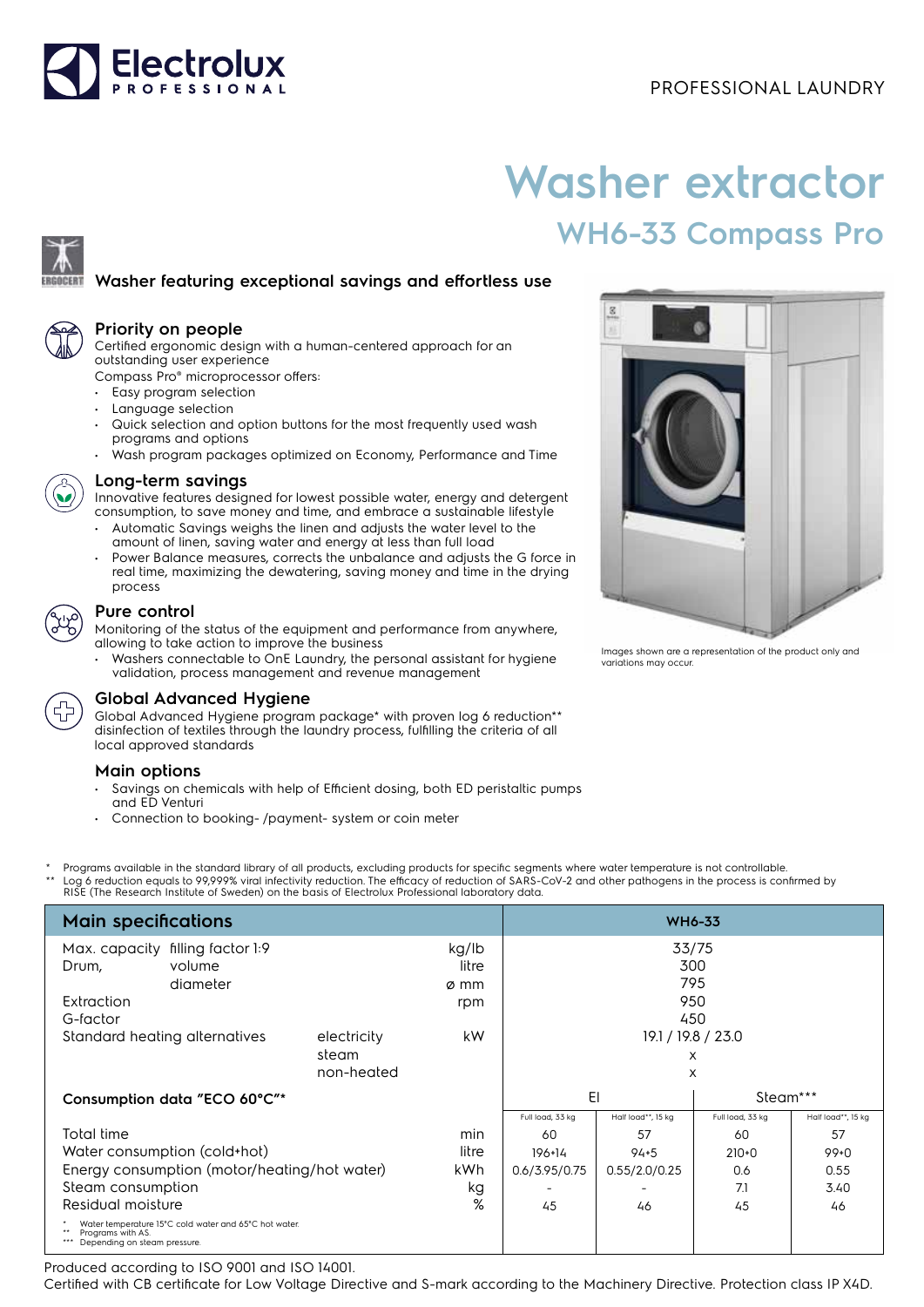PROFESSIONAL LAUNDRY

# Washer extractor

## WH6-33 Compass Pro

### Washer featuring exceptional savings and effortless use

### Priority on people

Certified ergonomic design with a human-centered approach for an outstanding user experience

Compass Pro® microprocessor offers:

- Easy program selection
- Language selection
- Quick selection and option buttons for the most frequently used wash programs and options
- Wash program packages optimized on Economy, Performance and Time

### Long-term savings

Innovative features designed for lowest possible water, energy and detergent consumption, to save money and time, and embrace a sustainable lifestyle

- Automatic Savings weighs the linen and adjusts the water level to the amount of linen, saving water and energy at less than full load
- Power Balance measures, corrects the unbalance and adjusts the G force in real time, maximizing the dewatering, saving money and time in the drying process

### Pure control

Monitoring of the status of the equipment and performance from anywhere, allowing to take action to improve the business

- Washers connectable to OnE Laundry, the personal assistant for hygiene validation, process management and revenue management

### Global Advanced Hygiene

Global Advanced Hygiene program package* with proven log 6 reduction** disinfection of textiles through the laundry process, fulfilling the criteria of all local approved standards

### Main options

- Savings on chemicals with help of Efficient dosing, both ED peristaltic pumps and ED Venturi
- Connection to booking- /payment- system or coin meter

Images shown are a representation of the product only and variations may occur.

\* Programs available in the standard library of all products, excluding products for specific segments where water temperature is not controllable.
\*\* Log 6 reduction equals to 99,999% viral infectivity reduction. The efficacy of reduction of SARS-CoV-2 and other pathogens in the process is confirmed by RISE (The Research Institute of Sweden) on the basis of Electrolux Professional laboratory data.

| Main specifications | | | | WH6-33 | | | |
|---|---|---|---|---|---|---|---|
| Max. capacity | filling factor 1:9 | | kg/lb | 33/75 | | | |
| Drum, | volume | | litre | 300 | | | |
| | diameter | | ø mm | 795 | | | |
| Extraction | | | rpm | 950 | | | |
| G-factor | | | | 450 | | | |
| Standard heating alternatives | | electricity | kW | 19.1 / 19.8 / 23.0 | | | |
| | | steam | | x | | | |
| | | non-heated | | x | | | |
| Consumption data "ECO 60°C"* | | | | El | | Steam*** | |
| | | | | Full load, 33 kg | Half load**, 15 kg | Full load, 33 kg | Half load**, 15 kg |
| Total time | | | min | 60 | 57 | 60 | 57 |
| Water consumption (cold+hot) | | | litre | 196+14 | 94+5 | 210+0 | 99+0 |
| Energy consumption (motor/heating/hot water) | | | kWh | 0.6/3.95/0.75 | 0.55/2.0/0.25 | 0.6 | 0.55 |
| Steam consumption | | | kg | - | - | 7.1 | 3.40 |
| Residual moisture | | | % | 45 | 46 | 45 | 46 |

\* Water temperature 15°C cold water and 65°C hot water.
\*\* Programs with AS.
\*\*\* Depending on steam pressure.

Produced according to ISO 9001 and ISO 14001.
Certified with CB certificate for Low Voltage Directive and S-mark according to the Machinery Directive. Protection class IP X4D.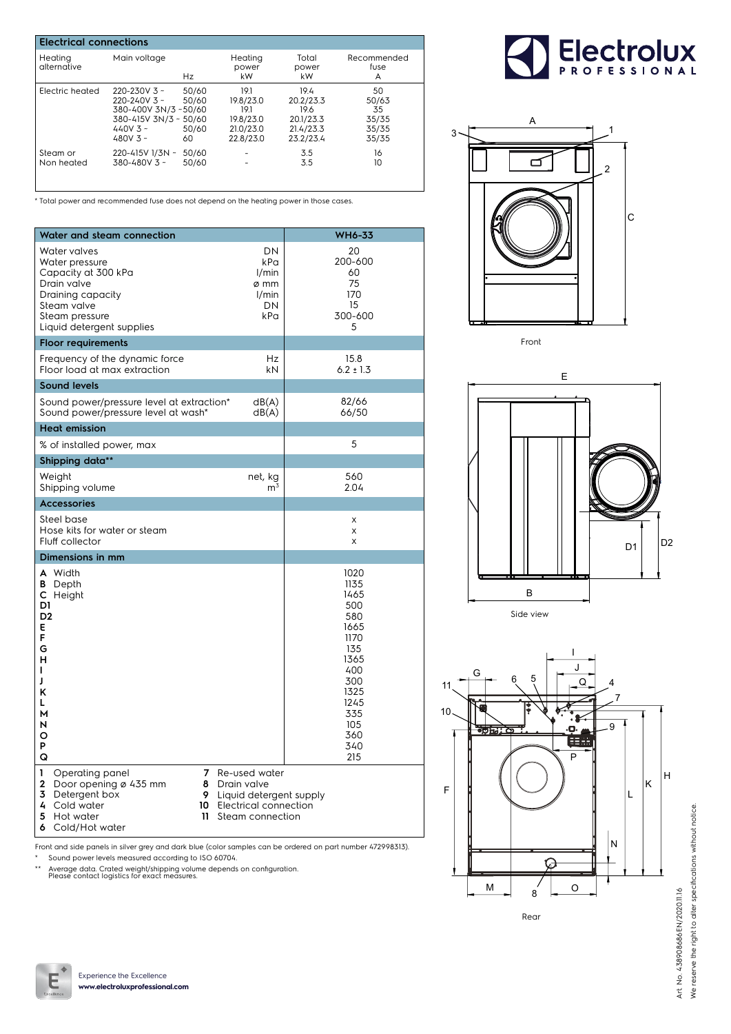## Electrical connections

| Heating alternative | Main voltage | Hz | Heating power kW | Total power kW | Recommended fuse A |
|---|---|---|---|---|---|
| Electric heated | 220-230V 3 ~ | 50/60 | 19.1 | 19.4 | 50 |
| | 220-240V 3 ~ | 50/60 | 19.8/23.0 | 20.2/23.3 | 50/63 |
| | 380-400V 3N/3 ~ | 50/60 | 19.1 | 19.6 | 35 |
| | 380-415V 3N/3 ~ | 50/60 | 19.8/23.0 | 20.1/23.3 | 35/35 |
| | 440V 3 ~ | 50/60 | 21.0/23.0 | 21.4/23.3 | 35/35 |
| | 480V 3 ~ | 60 | 22.8/23.0 | 23.2/23.4 | 35/35 |
| Steam or Non heated | 220-415V 1/3N ~ | 50/60 | - | 3.5 | 16 |
| | 380-480V 3 ~ | 50/60 | - | 3.5 | 10 |

* Total power and recommended fuse does not depend on the heating power in those cases.

| Water and steam connection | | WH6-33 |
|---|---|---|
| Water valves | DN | 20 |
| Water pressure | kPa | 200-600 |
| Capacity at 300 kPa | l/min | 60 |
| Drain valve | ø mm | 75 |
| Draining capacity | l/min | 170 |
| Steam valve | DN | 15 |
| Steam pressure | kPa | 300-600 |
| Liquid detergent supplies | | 5 |
| **Floor requirements** | | |
| Frequency of the dynamic force | Hz | 15.8 |
| Floor load at max extraction | kN | 6.2 ± 1.3 |
| **Sound levels** | | |
| Sound power/pressure level at extraction* | dB(A) | 82/66 |
| Sound power/pressure level at wash* | dB(A) | 66/50 |
| **Heat emission** | | |
| % of installed power, max | | 5 |
| **Shipping data**** | | |
| Weight | net, kg | 560 |
| Shipping volume | $m^3$ | 2.04 |
| **Accessories** | | |
| Steel base | | x |
| Hose kits for water or steam | | x |
| Fluff collector | | x |
| **Dimensions in mm** | | |
| A Width | | 1020 |
| B Depth | | 1135 |
| C Height | | 1465 |
| D1 | | 500 |
| D2 | | 580 |
| E | | 1665 |
| F | | 1170 |
| G | | 135 |
| H | | 1365 |
| I | | 400 |
| J | | 300 |
| K | | 1325 |
| L | | 1245 |
| M | | 335 |
| N | | 105 |
| O | | 360 |
| P | | 340 |
| Q | | 215 |

1. Operating panel
2. Door opening ø 435 mm
3. Detergent box
4. Cold water
5. Hot water
6. Cold/Hot water
7. Re-used water
8. Drain valve
9. Liquid detergent supply
10. Electrical connection
11. Steam connection

Front and side panels in silver grey and dark blue (color samples can be ordered on part number 472998313).

\* Sound power levels measured according to ISO 60704.

** Average data. Crated weight/shipping volume depends on configuration. Please contact logistics for exact measures.

Front

Side view

Rear

Experience the Excellence
**www.electroluxprofessional.com**

Art. No. 438908686EN/2020.11.16
We reserve the right to alter specifications without notice.